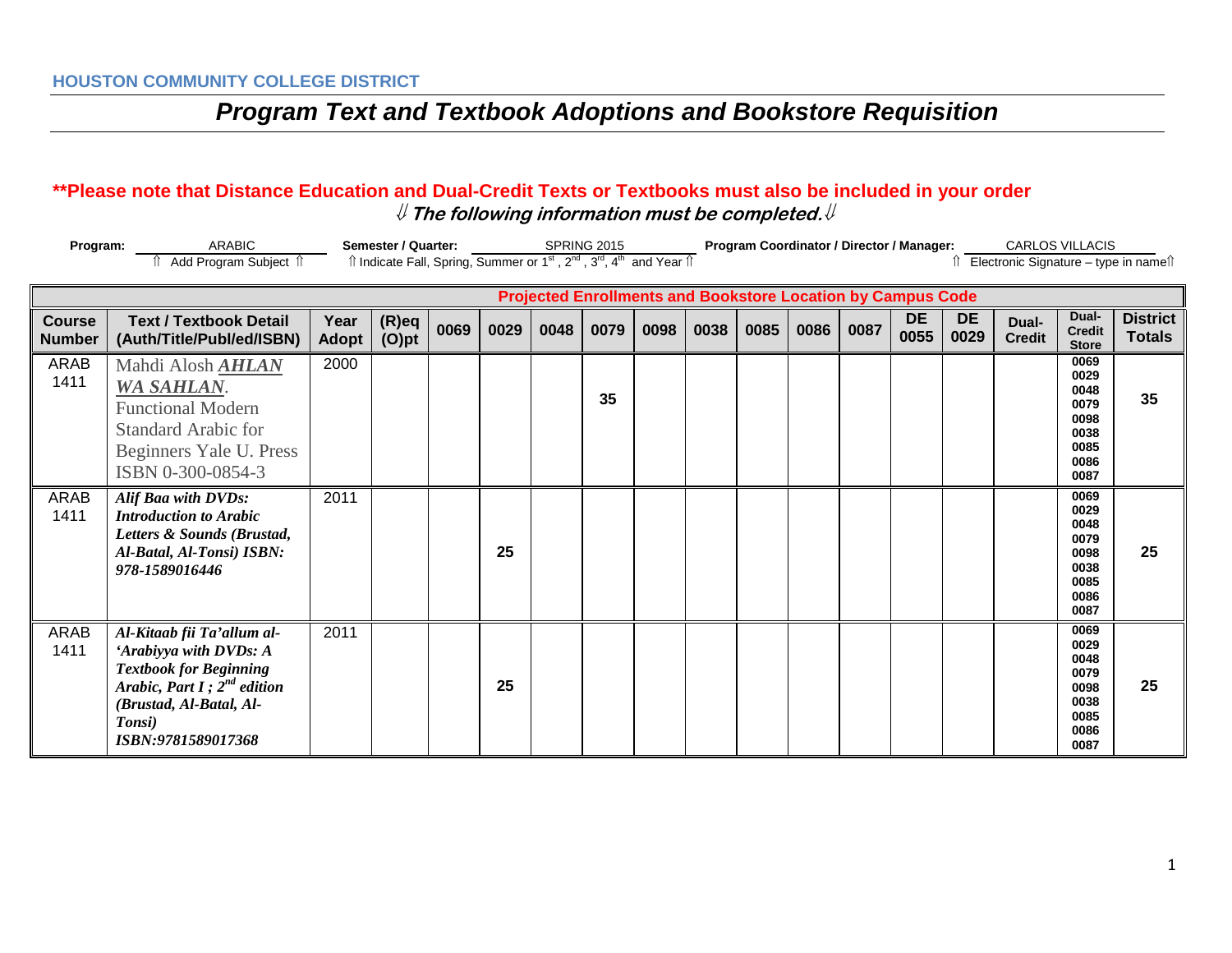**HOUSTON COMMUNITY COLLEGE DISTRICT**

# *Program Text and Textbook Adoptions and Bookstore Requisition*

**\*\*Please note that Distance Education and Dual-Credit Texts or Textbooks must also be included in your order**

***⇓ The following information must be completed.⇓***

**Program:** ARABIC
⇑ Add Program Subject ⇑

**Semester / Quarter:** SPRING 2015
⇑ Indicate Fall, Spring, Summer or 1st, 2nd, 3rd, 4th and Year ⇑

**Program Coordinator / Director / Manager:** CARLOS VILLACIS
⇑ Electronic Signature – type in name⇑

| | | | | Projected Enrollments and Bookstore Location by Campus Code | | | | | | | | | | | | | |
|---|---|---|---|---|---|---|---|---|---|---|---|---|---|---|---|---|---|
| **Course Number** | **Text / Textbook Detail (Auth/Title/Publ/ed/ISBN)** | **Year Adopt** | **(R)eq (O)pt** | **0069** | **0029** | **0048** | **0079** | **0098** | **0038** | **0085** | **0086** | **0087** | **DE 0055** | **DE 0029** | **Dual-Credit** | **Dual-Credit Store** | **District Totals** |
| ARAB 1411 | Mahdi Alosh ***AHLAN WA SAHLAN***. Functional Modern Standard Arabic for Beginners Yale U. Press ISBN 0-300-0854-3 | 2000 | | | | | **35** | | | | | | | | | 0069 0029 0048 0079 0098 0038 0085 0086 0087 | **35** |
| ARAB 1411 | ***Alif Baa with DVDs: Introduction to Arabic Letters & Sounds (Brustad, Al-Batal, Al-Tonsi) ISBN: 978-1589016446*** | 2011 | | | **25** | | | | | | | | | | | 0069 0029 0048 0079 0098 0038 0085 0086 0087 | **25** |
| ARAB 1411 | ***Al-Kitaab fii Ta'allum al-'Arabiyya with DVDs: A Textbook for Beginning Arabic, Part I ; 2nd edition (Brustad, Al-Batal, Al-Tonsi) ISBN:9781589017368*** | 2011 | | | **25** | | | | | | | | | | | 0069 0029 0048 0079 0098 0038 0085 0086 0087 | **25** |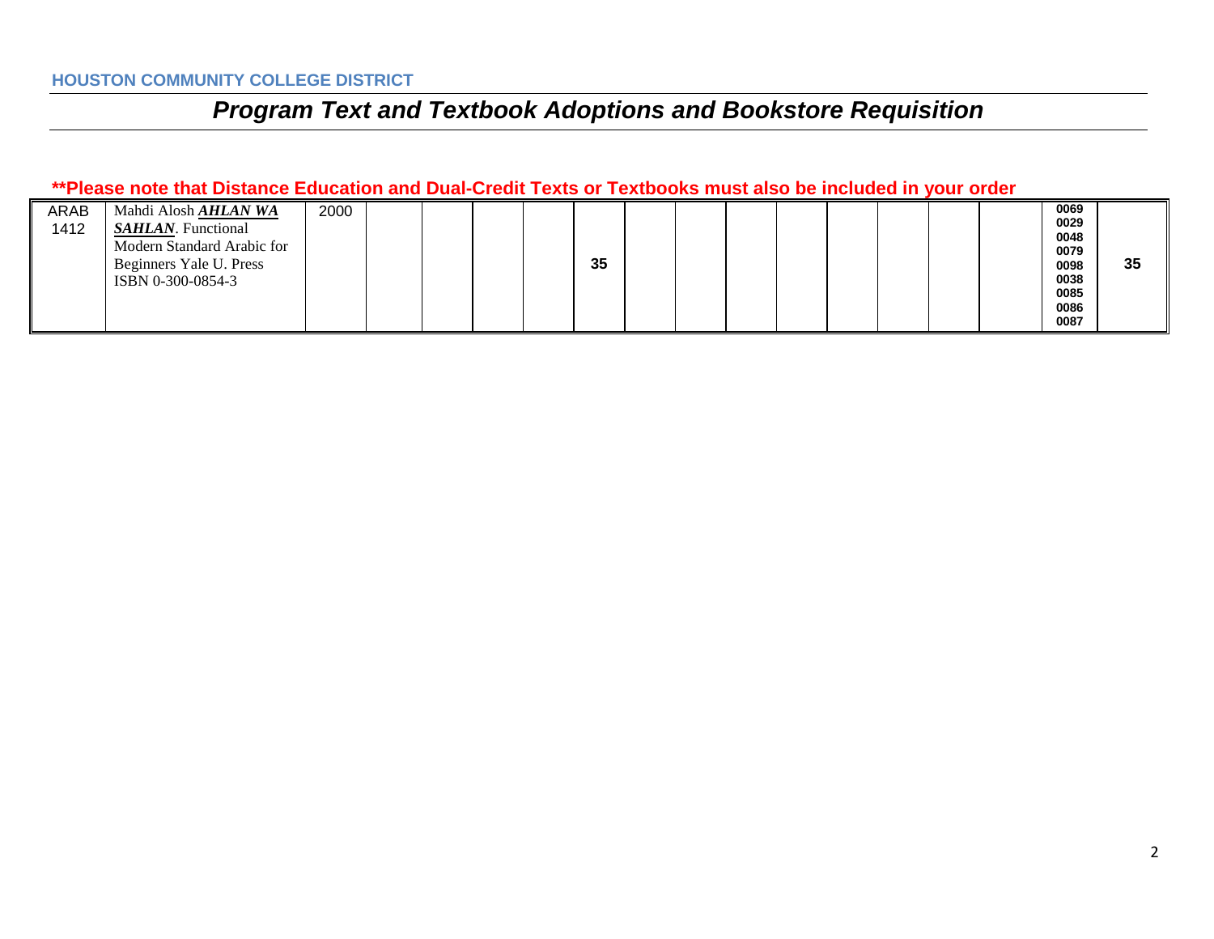**HOUSTON COMMUNITY COLLEGE DISTRICT**

# *Program Text and Textbook Adoptions and Bookstore Requisition*

**\*\*Please note that Distance Education and Dual-Credit Texts or Textbooks must also be included in your order**

| | | | | | | | | | | | | | | | | |
|---|---|---|---|---|---|---|---|---|---|---|---|---|---|---|---|---|
| ARAB 1412 | Mahdi Alosh ***AHLAN WA SAHLAN***. Functional Modern Standard Arabic for Beginners Yale U. Press ISBN 0-300-0854-3 | 2000 | | | | | **35** | | | | | | | | **0069 0029 0048 0079 0098 0038 0085 0086 0087** | **35** |